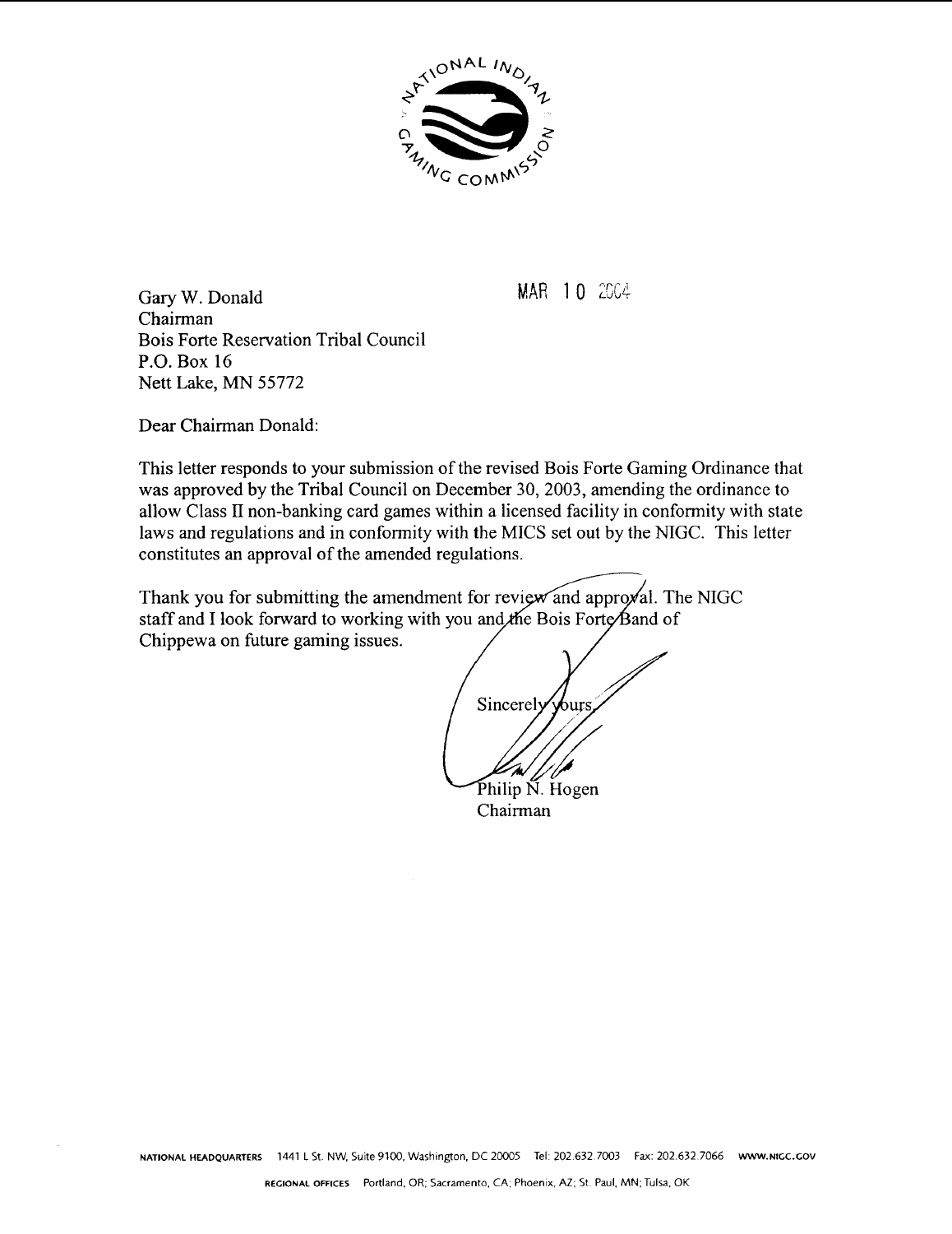MAR 10 2004

Gary W. Donald
Chairman
Bois Forte Reservation Tribal Council
P.O. Box 16
Nett Lake, MN 55772

Dear Chairman Donald:

This letter responds to your submission of the revised Bois Forte Gaming Ordinance that was approved by the Tribal Council on December 30, 2003, amending the ordinance to allow Class II non-banking card games within a licensed facility in conformity with state laws and regulations and in conformity with the MICS set out by the NIGC. This letter constitutes an approval of the amended regulations.

Thank you for submitting the amendment for review and approval. The NIGC staff and I look forward to working with you and the Bois Forte Band of Chippewa on future gaming issues.

Sincerely yours,

Philip N. Hogen
Chairman

NATIONAL HEADQUARTERS 1441 L St. NW, Suite 9100, Washington, DC 20005 Tel: 202.632.7003 Fax: 202.632.7066 WWW.NIGC.GOV

REGIONAL OFFICES Portland, OR; Sacramento, CA; Phoenix, AZ; St. Paul, MN; Tulsa, OK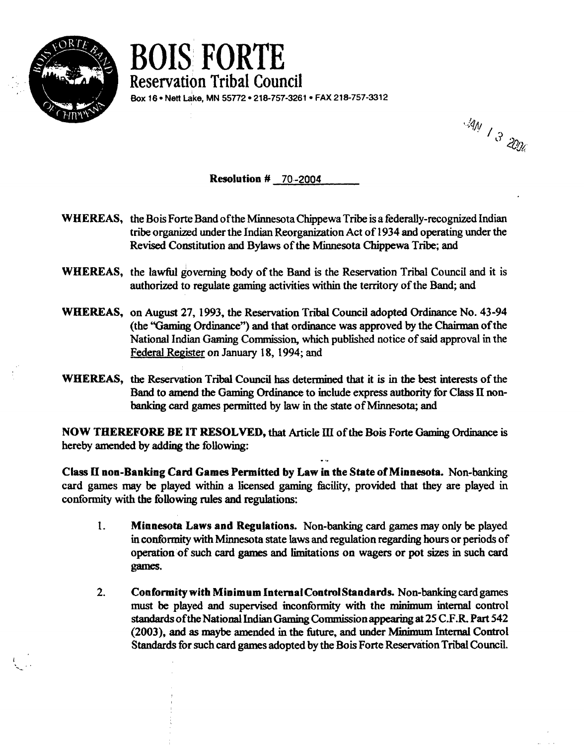# BOIS FORTE

## Reservation Tribal Council

Box 16 • Nett Lake, MN 55772 • 218-757-3261 • FAX 218-757-3312

JAN 13 2004

**Resolution #** 70-2004

**WHEREAS,** the Bois Forte Band of the Minnesota Chippewa Tribe is a federally-recognized Indian tribe organized under the Indian Reorganization Act of 1934 and operating under the Revised Constitution and Bylaws of the Minnesota Chippewa Tribe; and

**WHEREAS,** the lawful governing body of the Band is the Reservation Tribal Council and it is authorized to regulate gaming activities within the territory of the Band; and

**WHEREAS,** on August 27, 1993, the Reservation Tribal Council adopted Ordinance No. 43-94 (the "Gaming Ordinance") and that ordinance was approved by the Chairman of the National Indian Gaming Commission, which published notice of said approval in the Federal Register on January 18, 1994; and

**WHEREAS,** the Reservation Tribal Council has determined that it is in the best interests of the Band to amend the Gaming Ordinance to include express authority for Class II non-banking card games permitted by law in the state of Minnesota; and

**NOW THEREFORE BE IT RESOLVED,** that Article III of the Bois Forte Gaming Ordinance is hereby amended by adding the following:

**Class II non-Banking Card Games Permitted by Law in the State of Minnesota.** Non-banking card games may be played within a licensed gaming facility, provided that they are played in conformity with the following rules and regulations:

1. **Minnesota Laws and Regulations.** Non-banking card games may only be played in conformity with Minnesota state laws and regulation regarding hours or periods of operation of such card games and limitations on wagers or pot sizes in such card games.

2. **Conformity with Minimum Internal Control Standards.** Non-banking card games must be played and supervised inconformity with the minimum internal control standards of the National Indian Gaming Commission appearing at 25 C.F.R. Part 542 (2003), and as maybe amended in the future, and under Minimum Internal Control Standards for such card games adopted by the Bois Forte Reservation Tribal Council.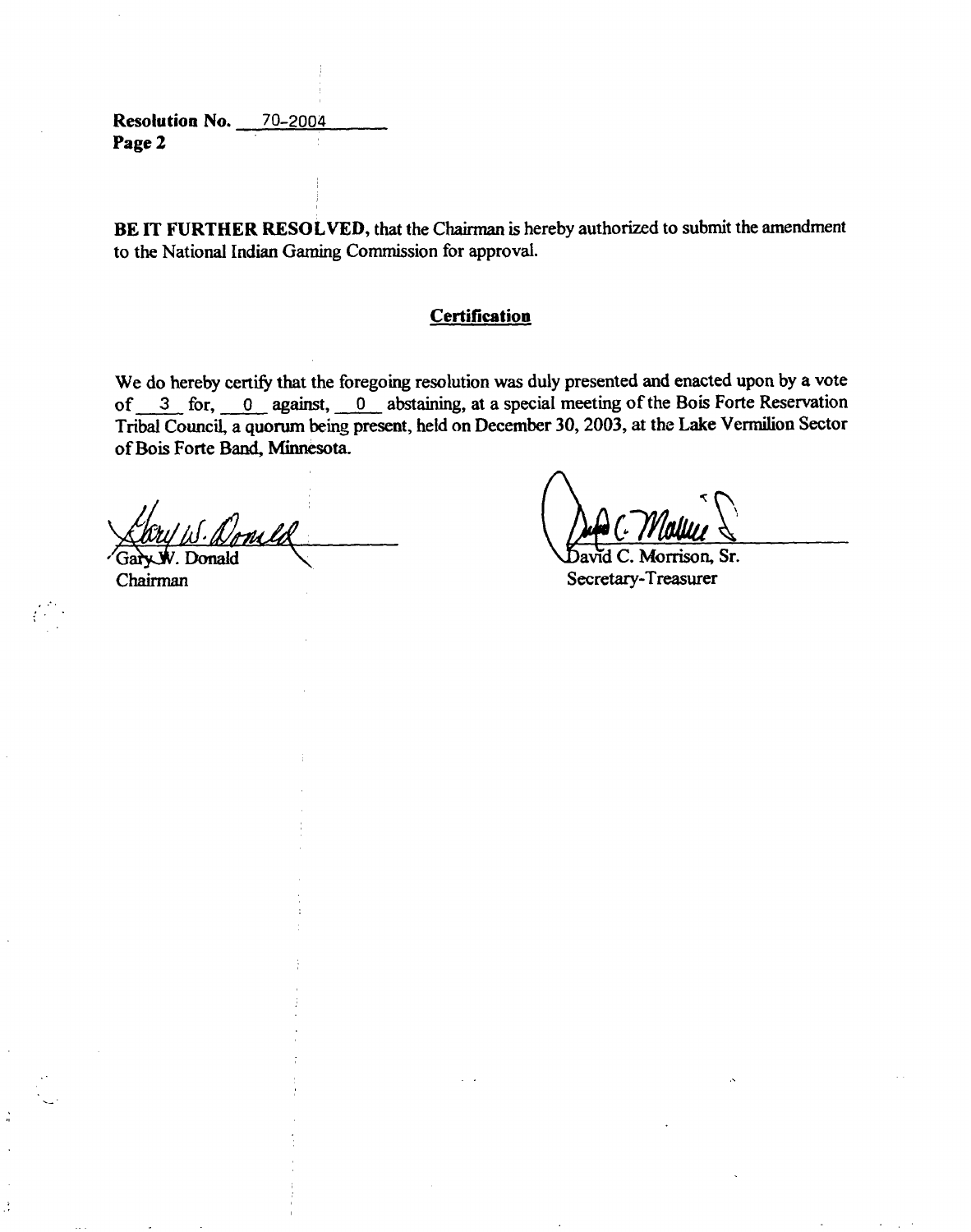Resolution No. 70-2004
Page 2

**BE IT FURTHER RESOLVED**, that the Chairman is hereby authorized to submit the amendment to the National Indian Gaming Commission for approval.

**Certification**

We do hereby certify that the foregoing resolution was duly presented and enacted upon by a vote of 3 for, 0 against, 0 abstaining, at a special meeting of the Bois Forte Reservation Tribal Council, a quorum being present, held on December 30, 2003, at the Lake Vermilion Sector of Bois Forte Band, Minnesota.

Gary W. Donald
Chairman

David C. Morrison, Sr.
Secretary-Treasurer